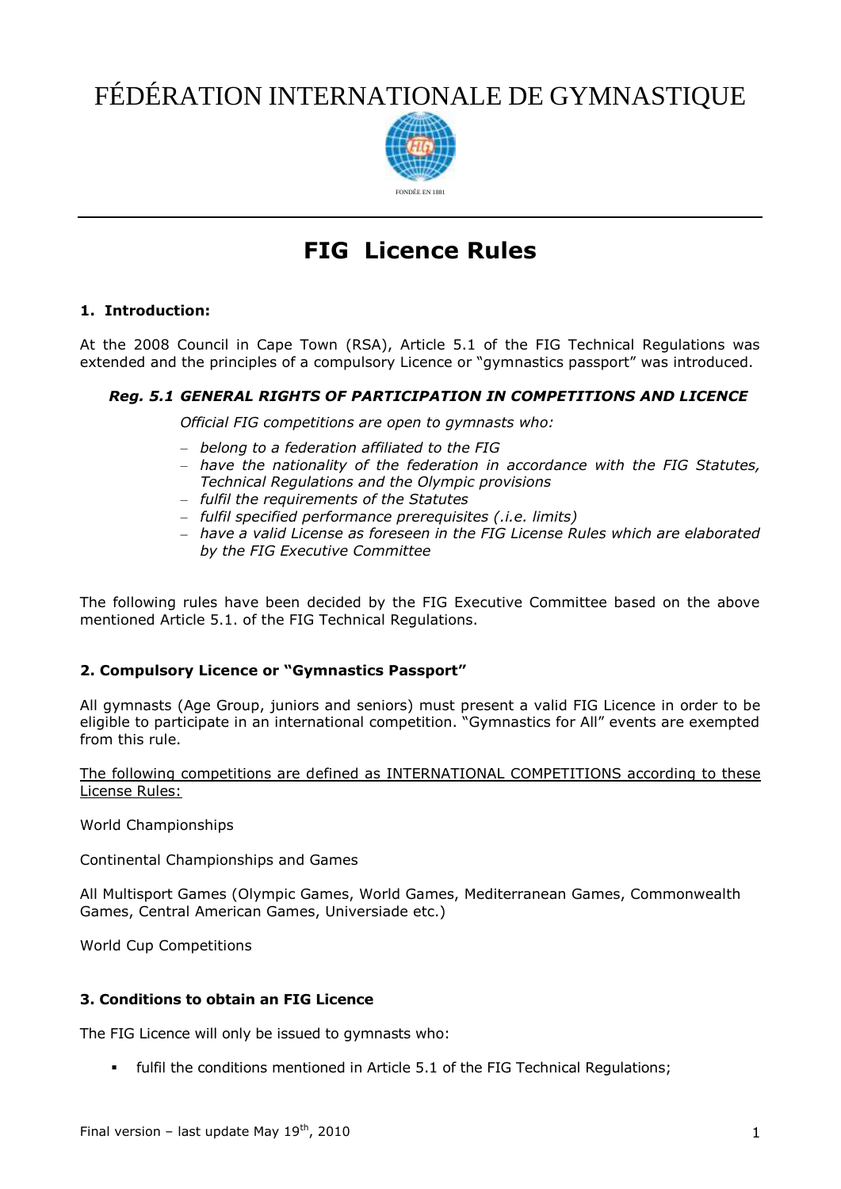# FÉDÉRATION INTERNATIONALE DE GYMNASTIQUE

FONDÉE EN 1881

---

## FIG Licence Rules

### 1. Introduction:

At the 2008 Council in Cape Town (RSA), Article 5.1 of the FIG Technical Regulations was extended and the principles of a compulsory Licence or "gymnastics passport" was introduced.

***Reg. 5.1 GENERAL RIGHTS OF PARTICIPATION IN COMPETITIONS AND LICENCE***

*Official FIG competitions are open to gymnasts who:*

- *belong to a federation affiliated to the FIG*
- *have the nationality of the federation in accordance with the FIG Statutes, Technical Regulations and the Olympic provisions*
- *fulfil the requirements of the Statutes*
- *fulfil specified performance prerequisites (.i.e. limits)*
- *have a valid License as foreseen in the FIG License Rules which are elaborated by the FIG Executive Committee*

The following rules have been decided by the FIG Executive Committee based on the above mentioned Article 5.1. of the FIG Technical Regulations.

### 2. Compulsory Licence or "Gymnastics Passport"

All gymnasts (Age Group, juniors and seniors) must present a valid FIG Licence in order to be eligible to participate in an international competition. "Gymnastics for All" events are exempted from this rule.

<u>The following competitions are defined as INTERNATIONAL COMPETITIONS according to these License Rules:</u>

World Championships

Continental Championships and Games

All Multisport Games (Olympic Games, World Games, Mediterranean Games, Commonwealth Games, Central American Games, Universiade etc.)

World Cup Competitions

### 3. Conditions to obtain an FIG Licence

The FIG Licence will only be issued to gymnasts who:

- fulfil the conditions mentioned in Article 5.1 of the FIG Technical Regulations;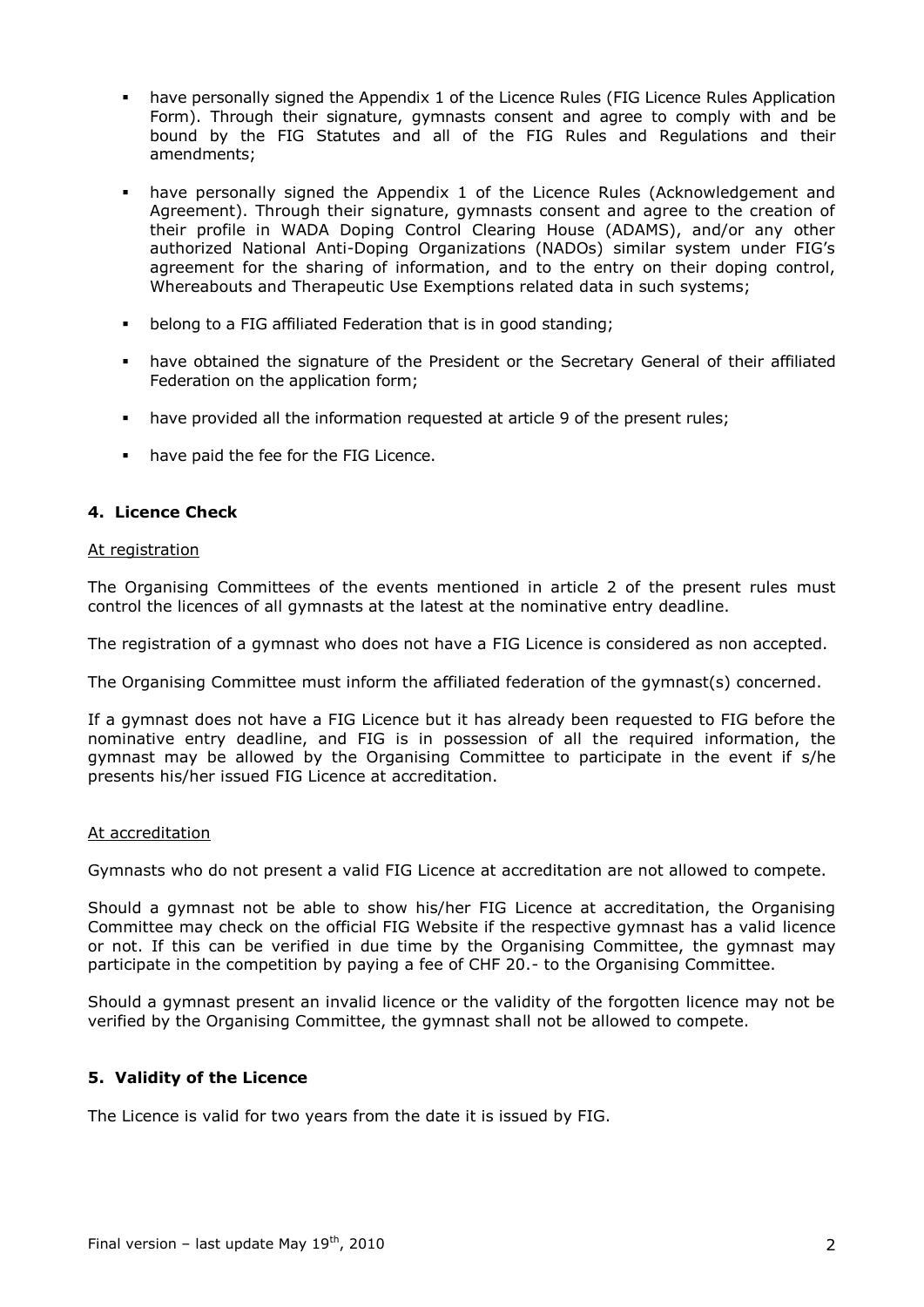- have personally signed the Appendix 1 of the Licence Rules (FIG Licence Rules Application Form). Through their signature, gymnasts consent and agree to comply with and be bound by the FIG Statutes and all of the FIG Rules and Regulations and their amendments;

- have personally signed the Appendix 1 of the Licence Rules (Acknowledgement and Agreement). Through their signature, gymnasts consent and agree to the creation of their profile in WADA Doping Control Clearing House (ADAMS), and/or any other authorized National Anti-Doping Organizations (NADOs) similar system under FIG's agreement for the sharing of information, and to the entry on their doping control, Whereabouts and Therapeutic Use Exemptions related data in such systems;

- belong to a FIG affiliated Federation that is in good standing;

- have obtained the signature of the President or the Secretary General of their affiliated Federation on the application form;

- have provided all the information requested at article 9 of the present rules;

- have paid the fee for the FIG Licence.

## 4. Licence Check

At registration

The Organising Committees of the events mentioned in article 2 of the present rules must control the licences of all gymnasts at the latest at the nominative entry deadline.

The registration of a gymnast who does not have a FIG Licence is considered as non accepted.

The Organising Committee must inform the affiliated federation of the gymnast(s) concerned.

If a gymnast does not have a FIG Licence but it has already been requested to FIG before the nominative entry deadline, and FIG is in possession of all the required information, the gymnast may be allowed by the Organising Committee to participate in the event if s/he presents his/her issued FIG Licence at accreditation.

At accreditation

Gymnasts who do not present a valid FIG Licence at accreditation are not allowed to compete.

Should a gymnast not be able to show his/her FIG Licence at accreditation, the Organising Committee may check on the official FIG Website if the respective gymnast has a valid licence or not. If this can be verified in due time by the Organising Committee, the gymnast may participate in the competition by paying a fee of CHF 20.- to the Organising Committee.

Should a gymnast present an invalid licence or the validity of the forgotten licence may not be verified by the Organising Committee, the gymnast shall not be allowed to compete.

## 5. Validity of the Licence

The Licence is valid for two years from the date it is issued by FIG.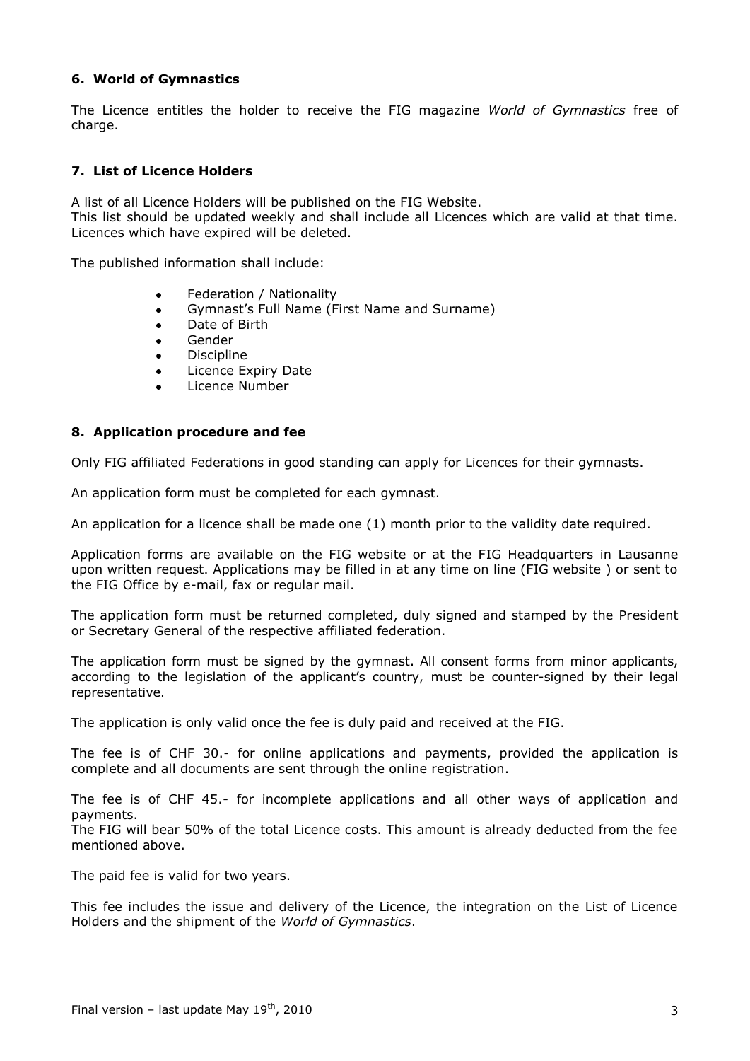## 6. World of Gymnastics

The Licence entitles the holder to receive the FIG magazine *World of Gymnastics* free of charge.

## 7. List of Licence Holders

A list of all Licence Holders will be published on the FIG Website.
This list should be updated weekly and shall include all Licences which are valid at that time. Licences which have expired will be deleted.

The published information shall include:

- Federation / Nationality
- Gymnast's Full Name (First Name and Surname)
- Date of Birth
- Gender
- Discipline
- Licence Expiry Date
- Licence Number

## 8. Application procedure and fee

Only FIG affiliated Federations in good standing can apply for Licences for their gymnasts.

An application form must be completed for each gymnast.

An application for a licence shall be made one (1) month prior to the validity date required.

Application forms are available on the FIG website or at the FIG Headquarters in Lausanne upon written request. Applications may be filled in at any time on line (FIG website ) or sent to the FIG Office by e-mail, fax or regular mail.

The application form must be returned completed, duly signed and stamped by the President or Secretary General of the respective affiliated federation.

The application form must be signed by the gymnast. All consent forms from minor applicants, according to the legislation of the applicant's country, must be counter-signed by their legal representative.

The application is only valid once the fee is duly paid and received at the FIG.

The fee is of CHF 30.- for online applications and payments, provided the application is complete and <u>all</u> documents are sent through the online registration.

The fee is of CHF 45.- for incomplete applications and all other ways of application and payments.
The FIG will bear 50% of the total Licence costs. This amount is already deducted from the fee mentioned above.

The paid fee is valid for two years.

This fee includes the issue and delivery of the Licence, the integration on the List of Licence Holders and the shipment of the *World of Gymnastics*.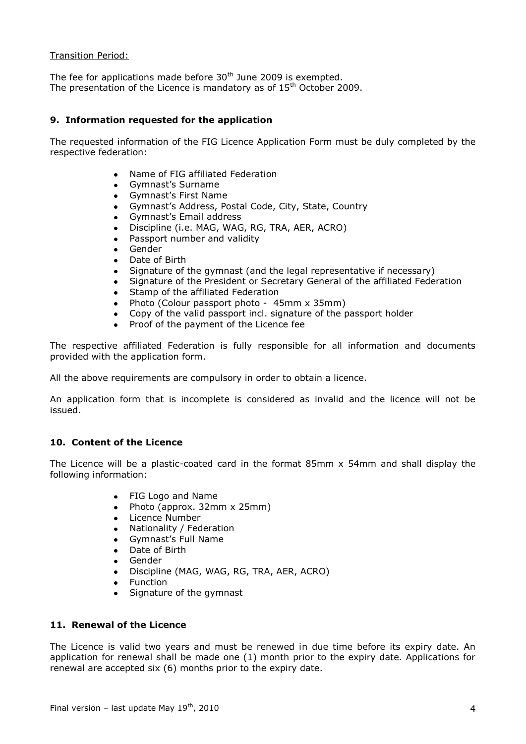Transition Period:

The fee for applications made before 30th June 2009 is exempted.
The presentation of the Licence is mandatory as of 15th October 2009.

## 9. Information requested for the application

The requested information of the FIG Licence Application Form must be duly completed by the respective federation:

- Name of FIG affiliated Federation
- Gymnast's Surname
- Gymnast's First Name
- Gymnast's Address, Postal Code, City, State, Country
- Gymnast's Email address
- Discipline (i.e. MAG, WAG, RG, TRA, AER, ACRO)
- Passport number and validity
- Gender
- Date of Birth
- Signature of the gymnast (and the legal representative if necessary)
- Signature of the President or Secretary General of the affiliated Federation
- Stamp of the affiliated Federation
- Photo (Colour passport photo - 45mm x 35mm)
- Copy of the valid passport incl. signature of the passport holder
- Proof of the payment of the Licence fee

The respective affiliated Federation is fully responsible for all information and documents provided with the application form.

All the above requirements are compulsory in order to obtain a licence.

An application form that is incomplete is considered as invalid and the licence will not be issued.

## 10. Content of the Licence

The Licence will be a plastic-coated card in the format 85mm x 54mm and shall display the following information:

- FIG Logo and Name
- Photo (approx. 32mm x 25mm)
- Licence Number
- Nationality / Federation
- Gymnast's Full Name
- Date of Birth
- Gender
- Discipline (MAG, WAG, RG, TRA, AER, ACRO)
- Function
- Signature of the gymnast

## 11. Renewal of the Licence

The Licence is valid two years and must be renewed in due time before its expiry date. An application for renewal shall be made one (1) month prior to the expiry date. Applications for renewal are accepted six (6) months prior to the expiry date.

Final version – last update May 19th, 2010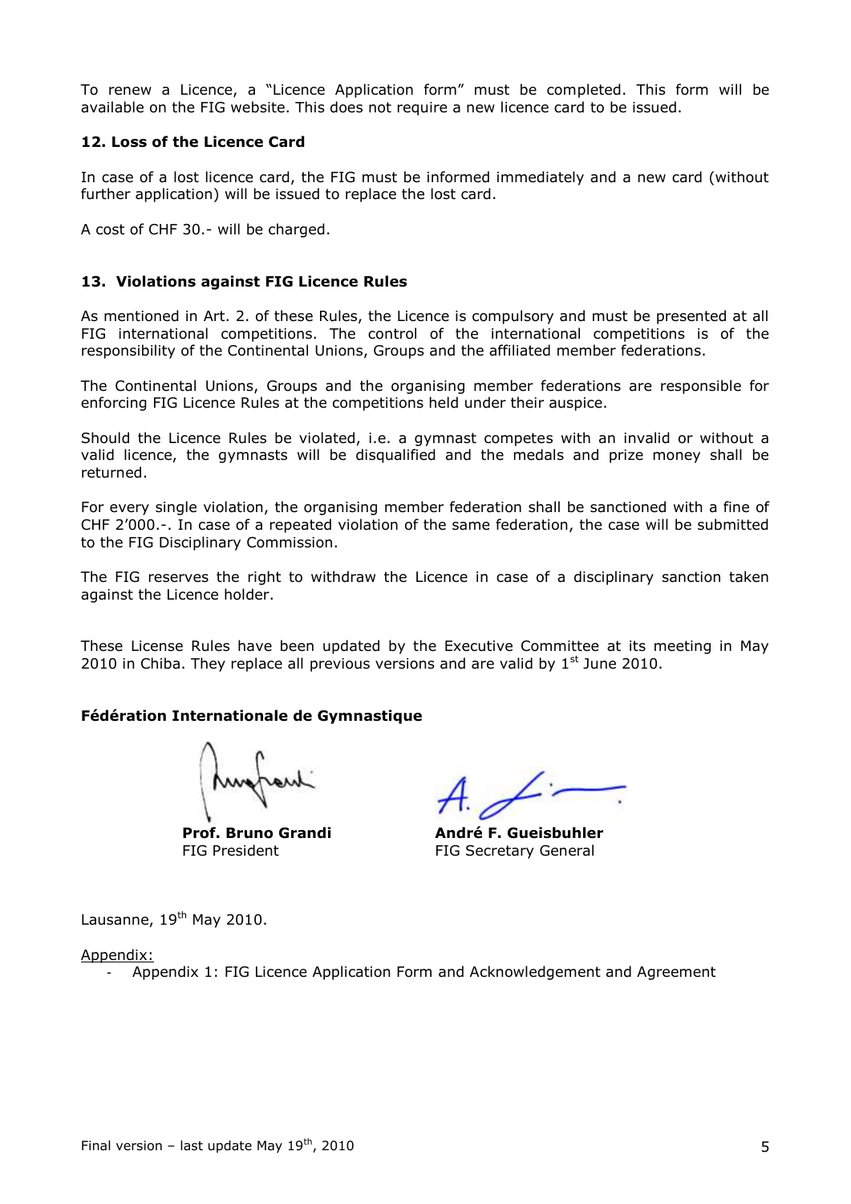To renew a Licence, a "Licence Application form" must be completed. This form will be available on the FIG website. This does not require a new licence card to be issued.

### 12. Loss of the Licence Card

In case of a lost licence card, the FIG must be informed immediately and a new card (without further application) will be issued to replace the lost card.

A cost of CHF 30.- will be charged.

### 13. Violations against FIG Licence Rules

As mentioned in Art. 2. of these Rules, the Licence is compulsory and must be presented at all FIG international competitions. The control of the international competitions is of the responsibility of the Continental Unions, Groups and the affiliated member federations.

The Continental Unions, Groups and the organising member federations are responsible for enforcing FIG Licence Rules at the competitions held under their auspice.

Should the Licence Rules be violated, i.e. a gymnast competes with an invalid or without a valid licence, the gymnasts will be disqualified and the medals and prize money shall be returned.

For every single violation, the organising member federation shall be sanctioned with a fine of CHF 2'000.-. In case of a repeated violation of the same federation, the case will be submitted to the FIG Disciplinary Commission.

The FIG reserves the right to withdraw the Licence in case of a disciplinary sanction taken against the Licence holder.

These License Rules have been updated by the Executive Committee at its meeting in May 2010 in Chiba. They replace all previous versions and are valid by 1st June 2010.

**Fédération Internationale de Gymnastique**

**Prof. Bruno Grandi**
FIG President

**André F. Gueisbuhler**
FIG Secretary General

Lausanne, 19th May 2010.

Appendix:

- Appendix 1: FIG Licence Application Form and Acknowledgement and Agreement